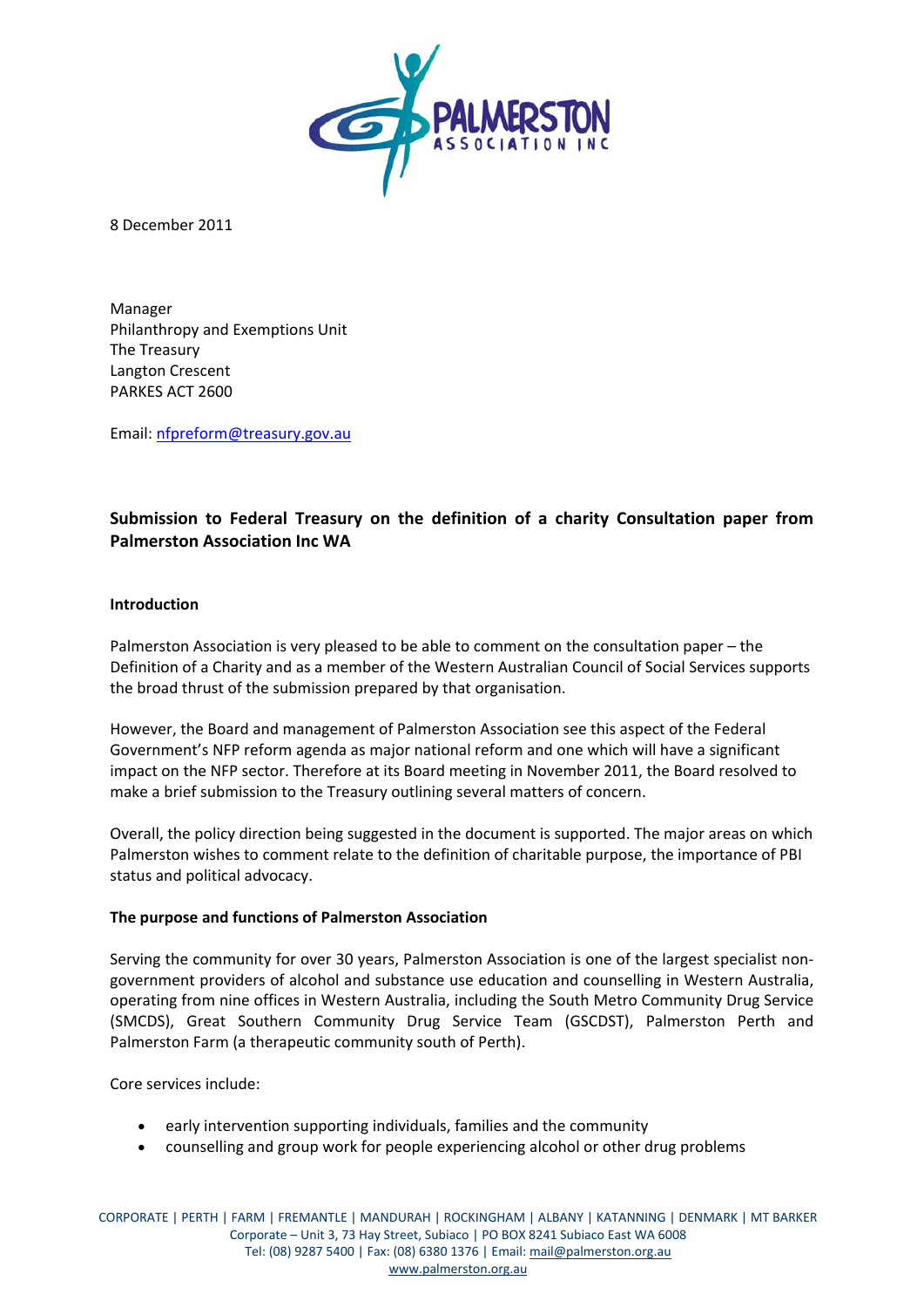8 December 2011

Manager
Philanthropy and Exemptions Unit
The Treasury
Langton Crescent
PARKES ACT 2600

Email: nfpreform@treasury.gov.au

**Submission to Federal Treasury on the definition of a charity Consultation paper from Palmerston Association Inc WA**

**Introduction**

Palmerston Association is very pleased to be able to comment on the consultation paper – the Definition of a Charity and as a member of the Western Australian Council of Social Services supports the broad thrust of the submission prepared by that organisation.

However, the Board and management of Palmerston Association see this aspect of the Federal Government's NFP reform agenda as major national reform and one which will have a significant impact on the NFP sector. Therefore at its Board meeting in November 2011, the Board resolved to make a brief submission to the Treasury outlining several matters of concern.

Overall, the policy direction being suggested in the document is supported. The major areas on which Palmerston wishes to comment relate to the definition of charitable purpose, the importance of PBI status and political advocacy.

**The purpose and functions of Palmerston Association**

Serving the community for over 30 years, Palmerston Association is one of the largest specialist non-government providers of alcohol and substance use education and counselling in Western Australia, operating from nine offices in Western Australia, including the South Metro Community Drug Service (SMCDS), Great Southern Community Drug Service Team (GSCDST), Palmerston Perth and Palmerston Farm (a therapeutic community south of Perth).

Core services include:

- early intervention supporting individuals, families and the community
- counselling and group work for people experiencing alcohol or other drug problems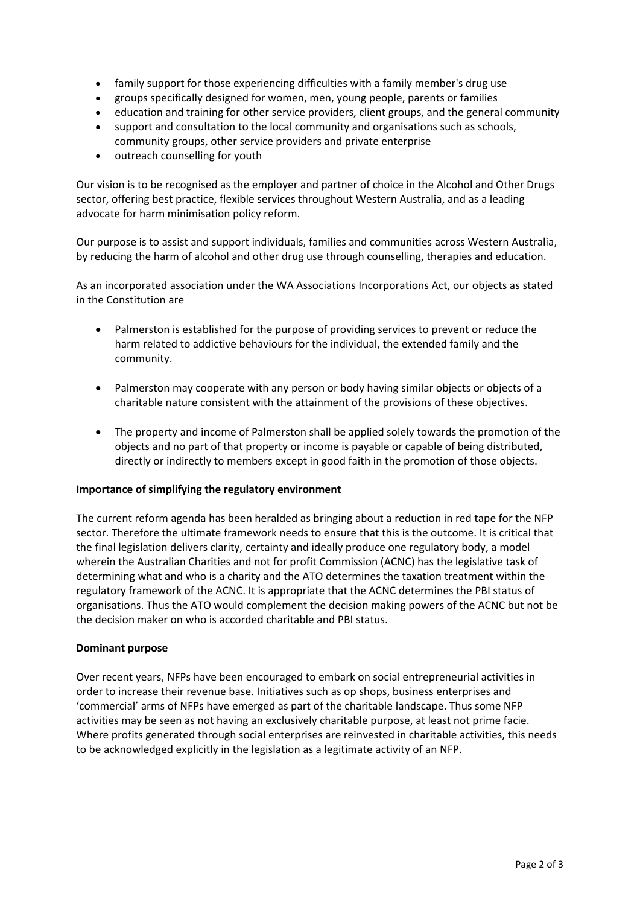- family support for those experiencing difficulties with a family member's drug use
- groups specifically designed for women, men, young people, parents or families
- education and training for other service providers, client groups, and the general community
- support and consultation to the local community and organisations such as schools, community groups, other service providers and private enterprise
- outreach counselling for youth

Our vision is to be recognised as the employer and partner of choice in the Alcohol and Other Drugs sector, offering best practice, flexible services throughout Western Australia, and as a leading advocate for harm minimisation policy reform.

Our purpose is to assist and support individuals, families and communities across Western Australia, by reducing the harm of alcohol and other drug use through counselling, therapies and education.

As an incorporated association under the WA Associations Incorporations Act, our objects as stated in the Constitution are

- Palmerston is established for the purpose of providing services to prevent or reduce the harm related to addictive behaviours for the individual, the extended family and the community.

- Palmerston may cooperate with any person or body having similar objects or objects of a charitable nature consistent with the attainment of the provisions of these objectives.

- The property and income of Palmerston shall be applied solely towards the promotion of the objects and no part of that property or income is payable or capable of being distributed, directly or indirectly to members except in good faith in the promotion of those objects.

**Importance of simplifying the regulatory environment**

The current reform agenda has been heralded as bringing about a reduction in red tape for the NFP sector. Therefore the ultimate framework needs to ensure that this is the outcome. It is critical that the final legislation delivers clarity, certainty and ideally produce one regulatory body, a model wherein the Australian Charities and not for profit Commission (ACNC) has the legislative task of determining what and who is a charity and the ATO determines the taxation treatment within the regulatory framework of the ACNC. It is appropriate that the ACNC determines the PBI status of organisations. Thus the ATO would complement the decision making powers of the ACNC but not be the decision maker on who is accorded charitable and PBI status.

**Dominant purpose**

Over recent years, NFPs have been encouraged to embark on social entrepreneurial activities in order to increase their revenue base. Initiatives such as op shops, business enterprises and 'commercial' arms of NFPs have emerged as part of the charitable landscape. Thus some NFP activities may be seen as not having an exclusively charitable purpose, at least not prime facie. Where profits generated through social enterprises are reinvested in charitable activities, this needs to be acknowledged explicitly in the legislation as a legitimate activity of an NFP.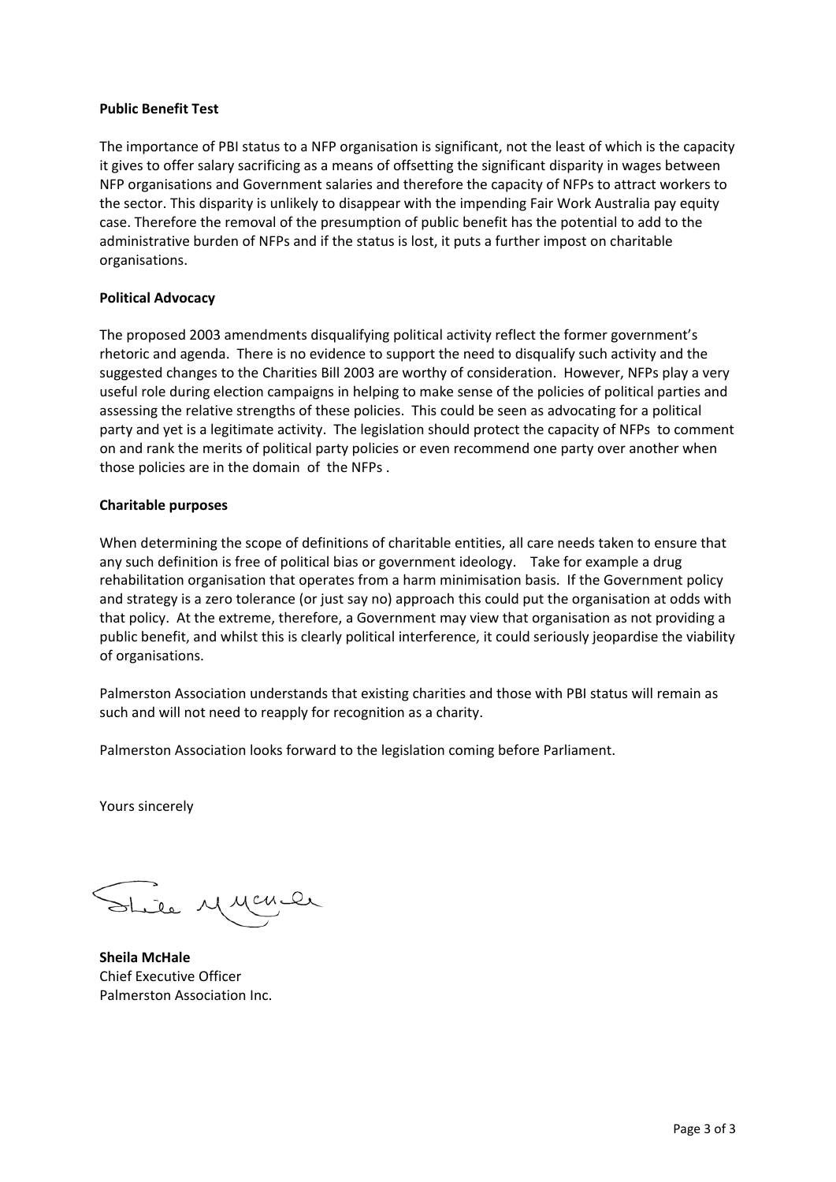**Public Benefit Test**

The importance of PBI status to a NFP organisation is significant, not the least of which is the capacity it gives to offer salary sacrificing as a means of offsetting the significant disparity in wages between NFP organisations and Government salaries and therefore the capacity of NFPs to attract workers to the sector. This disparity is unlikely to disappear with the impending Fair Work Australia pay equity case. Therefore the removal of the presumption of public benefit has the potential to add to the administrative burden of NFPs and if the status is lost, it puts a further impost on charitable organisations.

**Political Advocacy**

The proposed 2003 amendments disqualifying political activity reflect the former government's rhetoric and agenda. There is no evidence to support the need to disqualify such activity and the suggested changes to the Charities Bill 2003 are worthy of consideration. However, NFPs play a very useful role during election campaigns in helping to make sense of the policies of political parties and assessing the relative strengths of these policies. This could be seen as advocating for a political party and yet is a legitimate activity. The legislation should protect the capacity of NFPs to comment on and rank the merits of political party policies or even recommend one party over another when those policies are in the domain of the NFPs .

**Charitable purposes**

When determining the scope of definitions of charitable entities, all care needs taken to ensure that any such definition is free of political bias or government ideology. Take for example a drug rehabilitation organisation that operates from a harm minimisation basis. If the Government policy and strategy is a zero tolerance (or just say no) approach this could put the organisation at odds with that policy. At the extreme, therefore, a Government may view that organisation as not providing a public benefit, and whilst this is clearly political interference, it could seriously jeopardise the viability of organisations.

Palmerston Association understands that existing charities and those with PBI status will remain as such and will not need to reapply for recognition as a charity.

Palmerston Association looks forward to the legislation coming before Parliament.

Yours sincerely

**Sheila McHale**
Chief Executive Officer
Palmerston Association Inc.